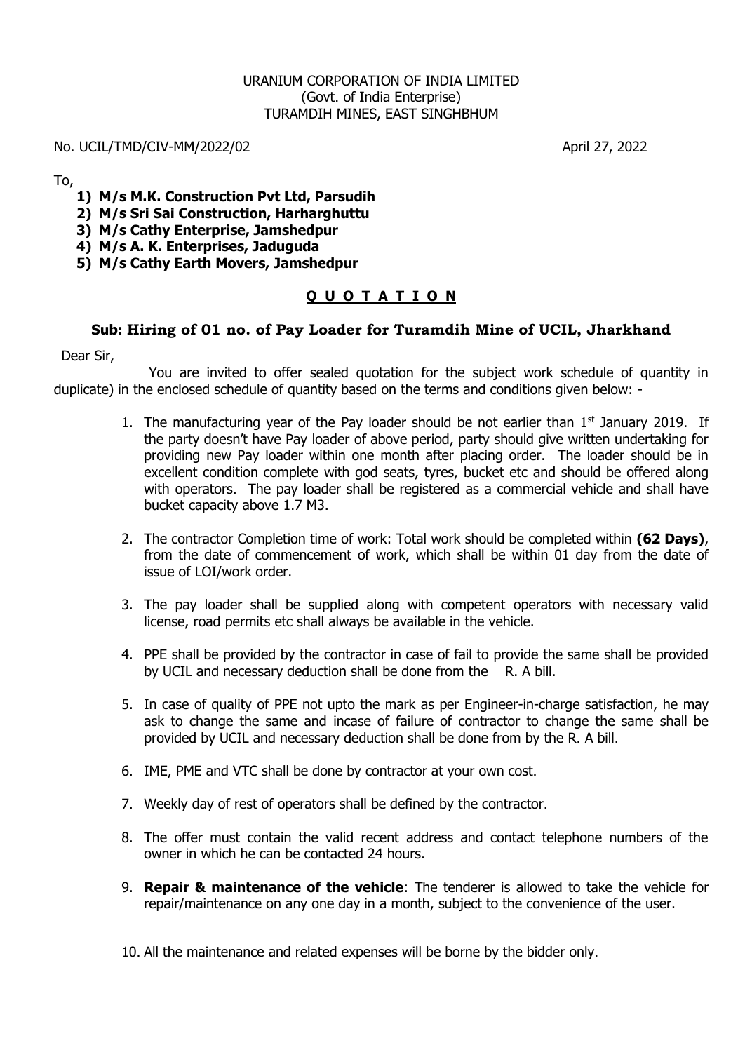URANIUM CORPORATION OF INDIA LIMITED
(Govt. of India Enterprise)
TURAMDIH MINES, EAST SINGHBHUM

No. UCIL/TMD/CIV-MM/2022/02

April 27, 2022

To,

1) **M/s M.K. Construction Pvt Ltd, Parsudih**
2) **M/s Sri Sai Construction, Harharghuttu**
3) **M/s Cathy Enterprise, Jamshedpur**
4) **M/s A. K. Enterprises, Jaduguda**
5) **M/s Cathy Earth Movers, Jamshedpur**

## Q U O T A T I O N

### Sub: Hiring of 01 no. of Pay Loader for Turamdih Mine of UCIL, Jharkhand

Dear Sir,

You are invited to offer sealed quotation for the subject work schedule of quantity in duplicate) in the enclosed schedule of quantity based on the terms and conditions given below: -

1. The manufacturing year of the Pay loader should be not earlier than 1st January 2019. If the party doesn't have Pay loader of above period, party should give written undertaking for providing new Pay loader within one month after placing order. The loader should be in excellent condition complete with god seats, tyres, bucket etc and should be offered along with operators. The pay loader shall be registered as a commercial vehicle and shall have bucket capacity above 1.7 M3.

2. The contractor Completion time of work: Total work should be completed within **(62 Days)**, from the date of commencement of work, which shall be within 01 day from the date of issue of LOI/work order.

3. The pay loader shall be supplied along with competent operators with necessary valid license, road permits etc shall always be available in the vehicle.

4. PPE shall be provided by the contractor in case of fail to provide the same shall be provided by UCIL and necessary deduction shall be done from the R. A bill.

5. In case of quality of PPE not upto the mark as per Engineer-in-charge satisfaction, he may ask to change the same and incase of failure of contractor to change the same shall be provided by UCIL and necessary deduction shall be done from by the R. A bill.

6. IME, PME and VTC shall be done by contractor at your own cost.

7. Weekly day of rest of operators shall be defined by the contractor.

8. The offer must contain the valid recent address and contact telephone numbers of the owner in which he can be contacted 24 hours.

9. **Repair & maintenance of the vehicle**: The tenderer is allowed to take the vehicle for repair/maintenance on any one day in a month, subject to the convenience of the user.

10. All the maintenance and related expenses will be borne by the bidder only.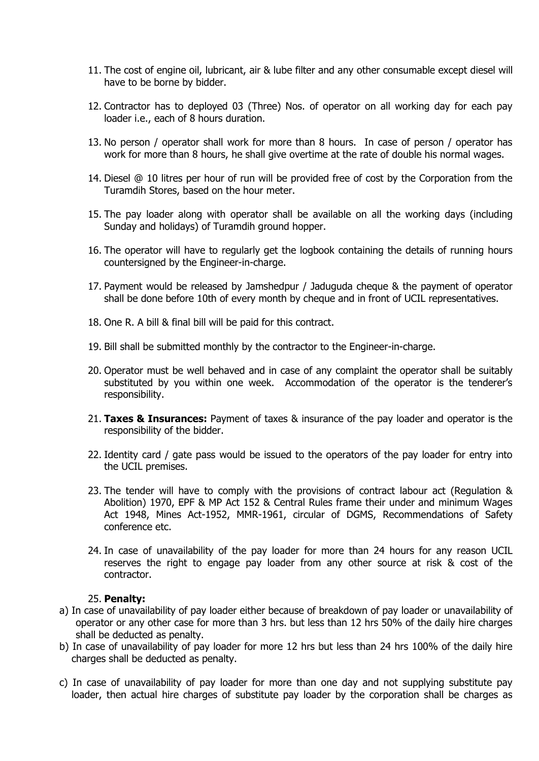11. The cost of engine oil, lubricant, air & lube filter and any other consumable except diesel will have to be borne by bidder.

12. Contractor has to deployed 03 (Three) Nos. of operator on all working day for each pay loader i.e., each of 8 hours duration.

13. No person / operator shall work for more than 8 hours. In case of person / operator has work for more than 8 hours, he shall give overtime at the rate of double his normal wages.

14. Diesel @ 10 litres per hour of run will be provided free of cost by the Corporation from the Turamdih Stores, based on the hour meter.

15. The pay loader along with operator shall be available on all the working days (including Sunday and holidays) of Turamdih ground hopper.

16. The operator will have to regularly get the logbook containing the details of running hours countersigned by the Engineer-in-charge.

17. Payment would be released by Jamshedpur / Jaduguda cheque & the payment of operator shall be done before 10th of every month by cheque and in front of UCIL representatives.

18. One R. A bill & final bill will be paid for this contract.

19. Bill shall be submitted monthly by the contractor to the Engineer-in-charge.

20. Operator must be well behaved and in case of any complaint the operator shall be suitably substituted by you within one week. Accommodation of the operator is the tenderer's responsibility.

21. **Taxes & Insurances:** Payment of taxes & insurance of the pay loader and operator is the responsibility of the bidder.

22. Identity card / gate pass would be issued to the operators of the pay loader for entry into the UCIL premises.

23. The tender will have to comply with the provisions of contract labour act (Regulation & Abolition) 1970, EPF & MP Act 152 & Central Rules frame their under and minimum Wages Act 1948, Mines Act-1952, MMR-1961, circular of DGMS, Recommendations of Safety conference etc.

24. In case of unavailability of the pay loader for more than 24 hours for any reason UCIL reserves the right to engage pay loader from any other source at risk & cost of the contractor.

25. **Penalty:**

a) In case of unavailability of pay loader either because of breakdown of pay loader or unavailability of operator or any other case for more than 3 hrs. but less than 12 hrs 50% of the daily hire charges shall be deducted as penalty.

b) In case of unavailability of pay loader for more 12 hrs but less than 24 hrs 100% of the daily hire charges shall be deducted as penalty.

c) In case of unavailability of pay loader for more than one day and not supplying substitute pay loader, then actual hire charges of substitute pay loader by the corporation shall be charges as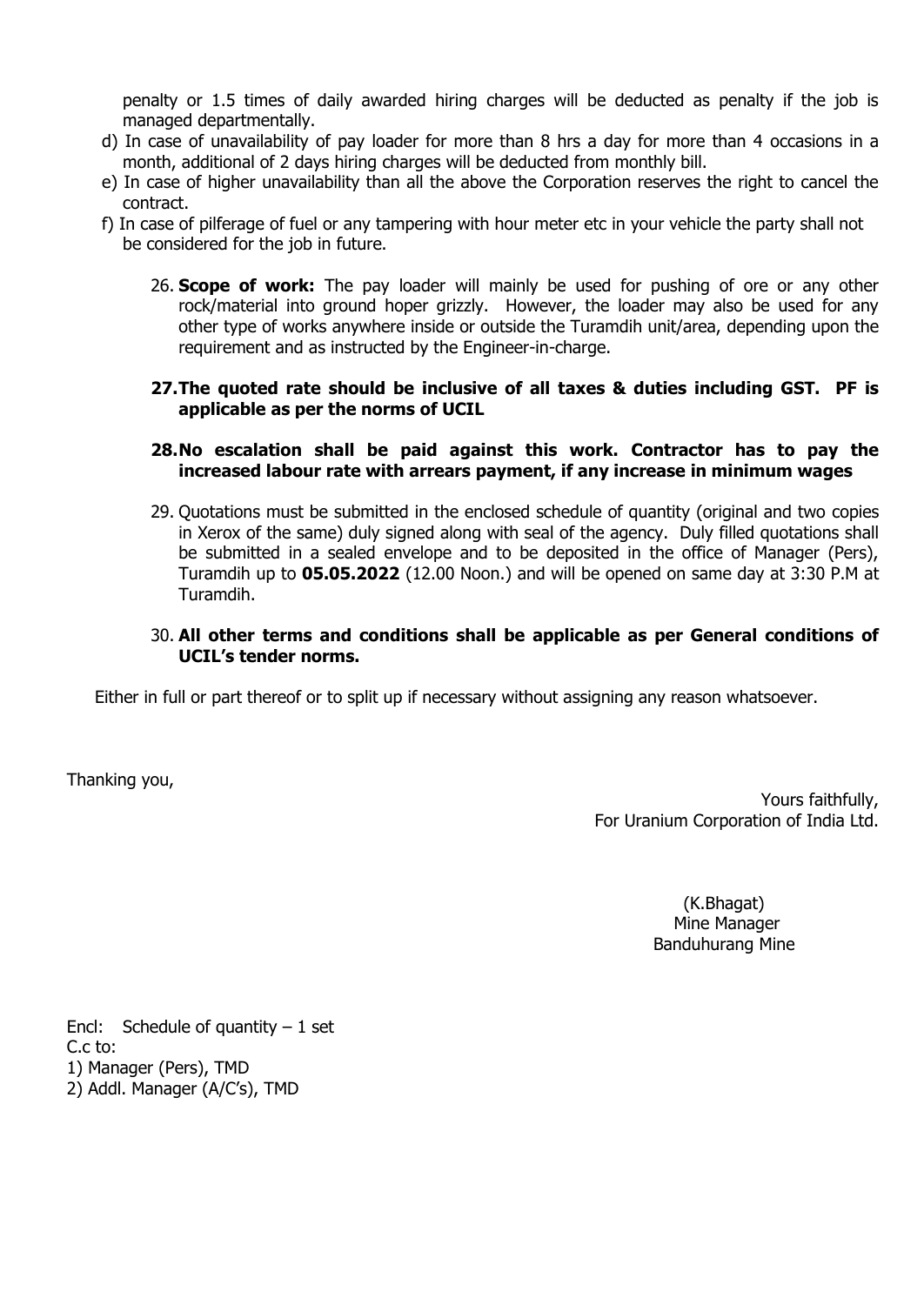penalty or 1.5 times of daily awarded hiring charges will be deducted as penalty if the job is managed departmentally.

d) In case of unavailability of pay loader for more than 8 hrs a day for more than 4 occasions in a month, additional of 2 days hiring charges will be deducted from monthly bill.

e) In case of higher unavailability than all the above the Corporation reserves the right to cancel the contract.

f) In case of pilferage of fuel or any tampering with hour meter etc in your vehicle the party shall not be considered for the job in future.

26. **Scope of work:** The pay loader will mainly be used for pushing of ore or any other rock/material into ground hoper grizzly. However, the loader may also be used for any other type of works anywhere inside or outside the Turamdih unit/area, depending upon the requirement and as instructed by the Engineer-in-charge.

27. **The quoted rate should be inclusive of all taxes & duties including GST. PF is applicable as per the norms of UCIL**

28. **No escalation shall be paid against this work. Contractor has to pay the increased labour rate with arrears payment, if any increase in minimum wages**

29. Quotations must be submitted in the enclosed schedule of quantity (original and two copies in Xerox of the same) duly signed along with seal of the agency. Duly filled quotations shall be submitted in a sealed envelope and to be deposited in the office of Manager (Pers), Turamdih up to **05.05.2022** (12.00 Noon.) and will be opened on same day at 3:30 P.M at Turamdih.

30. **All other terms and conditions shall be applicable as per General conditions of UCIL's tender norms.**

Either in full or part thereof or to split up if necessary without assigning any reason whatsoever.

Thanking you,

Yours faithfully,
For Uranium Corporation of India Ltd.

(K.Bhagat)
Mine Manager
Banduhurang Mine

Encl: Schedule of quantity – 1 set

C.c to:
1) Manager (Pers), TMD
2) Addl. Manager (A/C's), TMD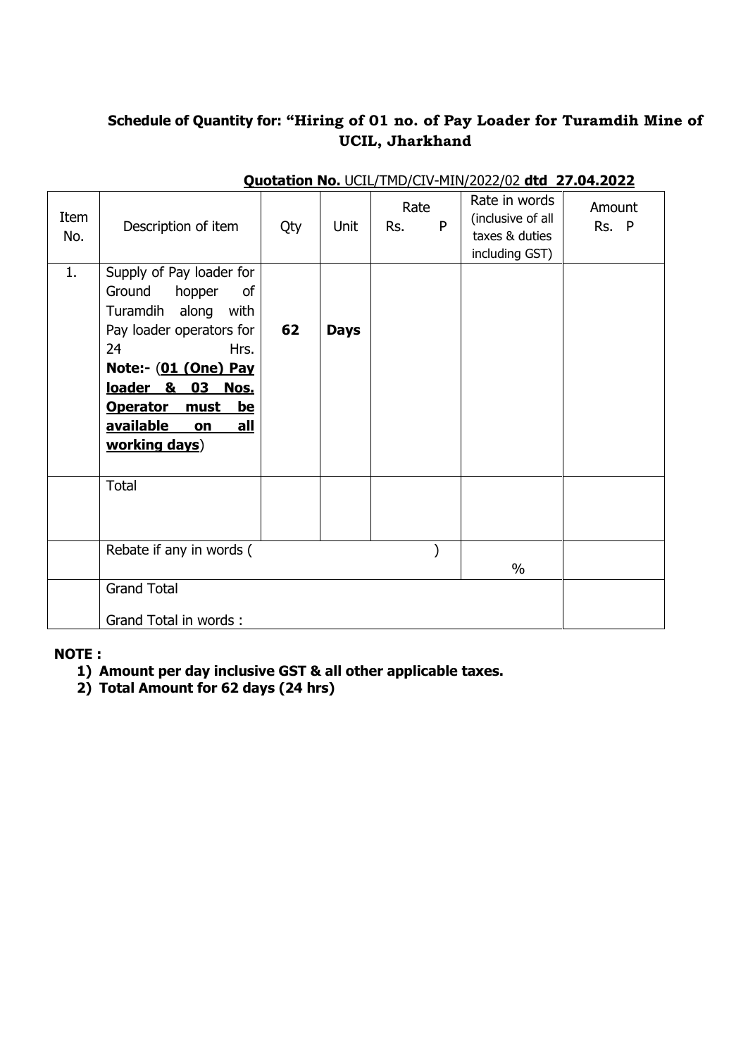**Schedule of Quantity for: "Hiring of 01 no. of Pay Loader for Turamdih Mine of UCIL, Jharkhand**

**Quotation No.** UCIL/TMD/CIV-MIN/2022/02 **dtd 27.04.2022**

| Item No. | Description of item | Qty | Unit | Rate Rs. P | Rate in words (inclusive of all taxes & duties including GST) | Amount Rs. P |
|---|---|---|---|---|---|---|
| 1. | Supply of Pay loader for Ground hopper of Turamdih along with Pay loader operators for 24 Hrs. **Note:-** (**01 (One) Pay loader & 03 Nos. Operator must be available on all working days**) | **62** | **Days** | | | |
| | Total | | | | | |
| | Rebate if any in words ( ) | | | | % | |
| | Grand Total<br>Grand Total in words : | | | | | |

**NOTE :**

1) **Amount per day inclusive GST & all other applicable taxes.**
2) **Total Amount for 62 days (24 hrs)**